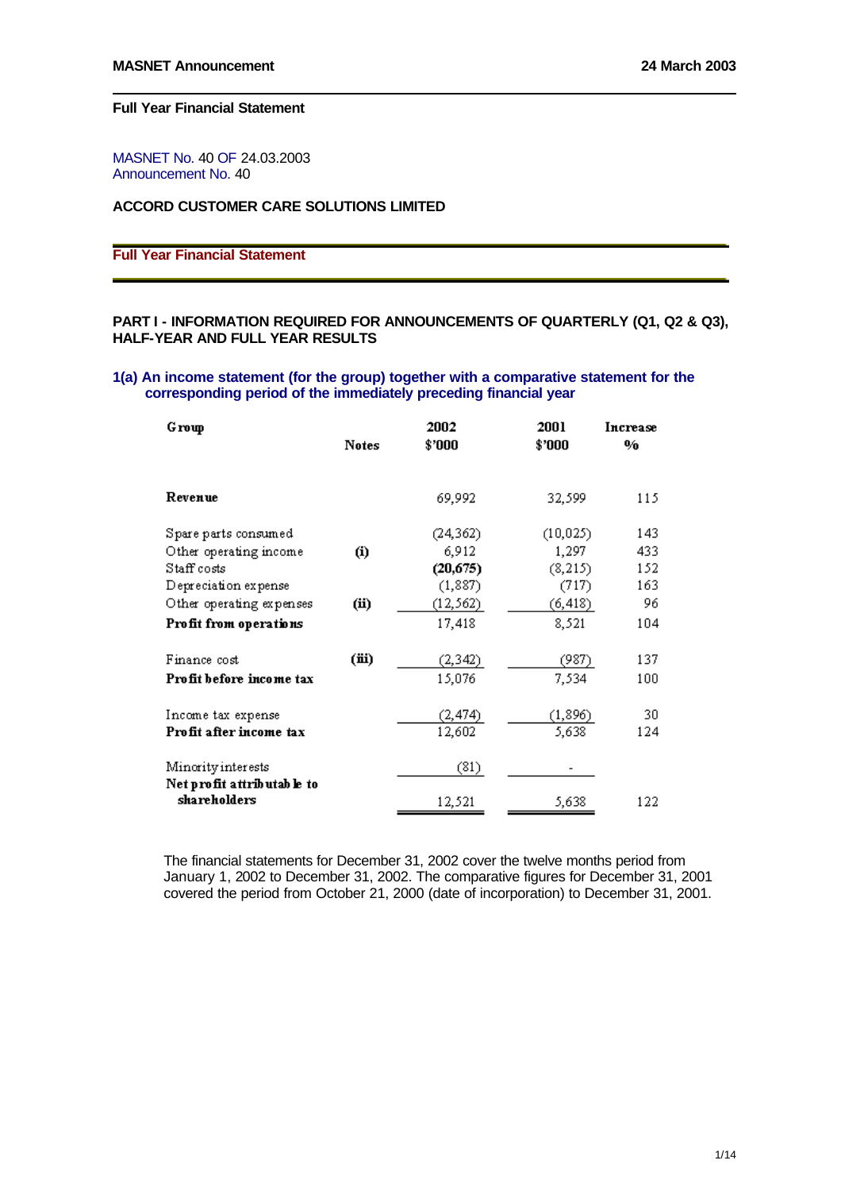**MASNET Announcement** **24 March 2003**

**Full Year Financial Statement**

MASNET No. 40 OF 24.03.2003
Announcement No. 40

**ACCORD CUSTOMER CARE SOLUTIONS LIMITED**

## Full Year Financial Statement

**PART I - INFORMATION REQUIRED FOR ANNOUNCEMENTS OF QUARTERLY (Q1, Q2 & Q3), HALF-YEAR AND FULL YEAR RESULTS**

### 1(a) An income statement (for the group) together with a comparative statement for the corresponding period of the immediately preceding financial year

| Group | Notes | 2002 $'000 | 2001 $'000 | Increase % |
|---|---|---|---|---|
| **Revenue** | | 69,992 | 32,599 | 115 |
| Spare parts consumed | | (24,362) | (10,025) | 143 |
| Other operating income | (i) | 6,912 | 1,297 | 433 |
| Staff costs | | **(20,675)** | (8,215) | 152 |
| Depreciation expense | | (1,887) | (717) | 163 |
| Other operating expenses | (ii) | (12,562) | (6,418) | 96 |
| **Profit from operations** | | 17,418 | 8,521 | 104 |
| Finance cost | (iii) | (2,342) | (987) | 137 |
| **Profit before income tax** | | 15,076 | 7,534 | 100 |
| Income tax expense | | (2,474) | (1,896) | 30 |
| **Profit after income tax** | | 12,602 | 5,638 | 124 |
| Minority interests | | (81) | - | |
| **Net profit attributable to shareholders** | | 12,521 | 5,638 | 122 |

The financial statements for December 31, 2002 cover the twelve months period from January 1, 2002 to December 31, 2002. The comparative figures for December 31, 2001 covered the period from October 21, 2000 (date of incorporation) to December 31, 2001.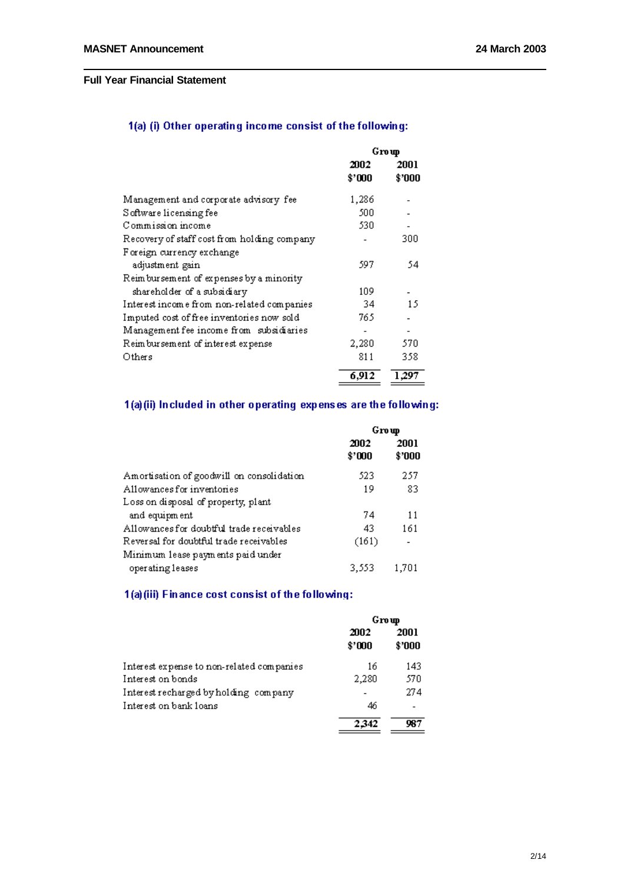## Full Year Financial Statement

### 1(a) (i) Other operating income consist of the following:

| | Group | |
|---|---|---|
| | 2002 | 2001 |
| | $'000 | $'000 |
| Management and corporate advisory fee | 1,286 | - |
| Software licensing fee | 500 | - |
| Commission income | 530 | - |
| Recovery of staff cost from holding company | - | 300 |
| Foreign currency exchange adjustment gain | 597 | 54 |
| Reimbursement of expenses by a minority shareholder of a subsidiary | 109 | - |
| Interest income from non-related companies | 34 | 15 |
| Imputed cost of free inventories now sold | 765 | - |
| Management fee income from subsidiaries | - | - |
| Reimbursement of interest expense | 2,280 | 570 |
| Others | 811 | 358 |
| | **6,912** | **1,297** |

### 1(a)(ii) Included in other operating expenses are the following:

| | Group | |
|---|---|---|
| | 2002 | 2001 |
| | $'000 | $'000 |
| Amortisation of goodwill on consolidation | 523 | 257 |
| Allowances for inventories | 19 | 83 |
| Loss on disposal of property, plant and equipment | 74 | 11 |
| Allowances for doubtful trade receivables | 43 | 161 |
| Reversal for doubtful trade receivables | (161) | - |
| Minimum lease payments paid under operating leases | 3,553 | 1,701 |

### 1(a)(iii) Finance cost consist of the following:

| | Group | |
|---|---|---|
| | 2002 | 2001 |
| | $'000 | $'000 |
| Interest expense to non-related companies | 16 | 143 |
| Interest on bonds | 2,280 | 570 |
| Interest recharged by holding company | - | 274 |
| Interest on bank loans | 46 | - |
| | **2,342** | **987** |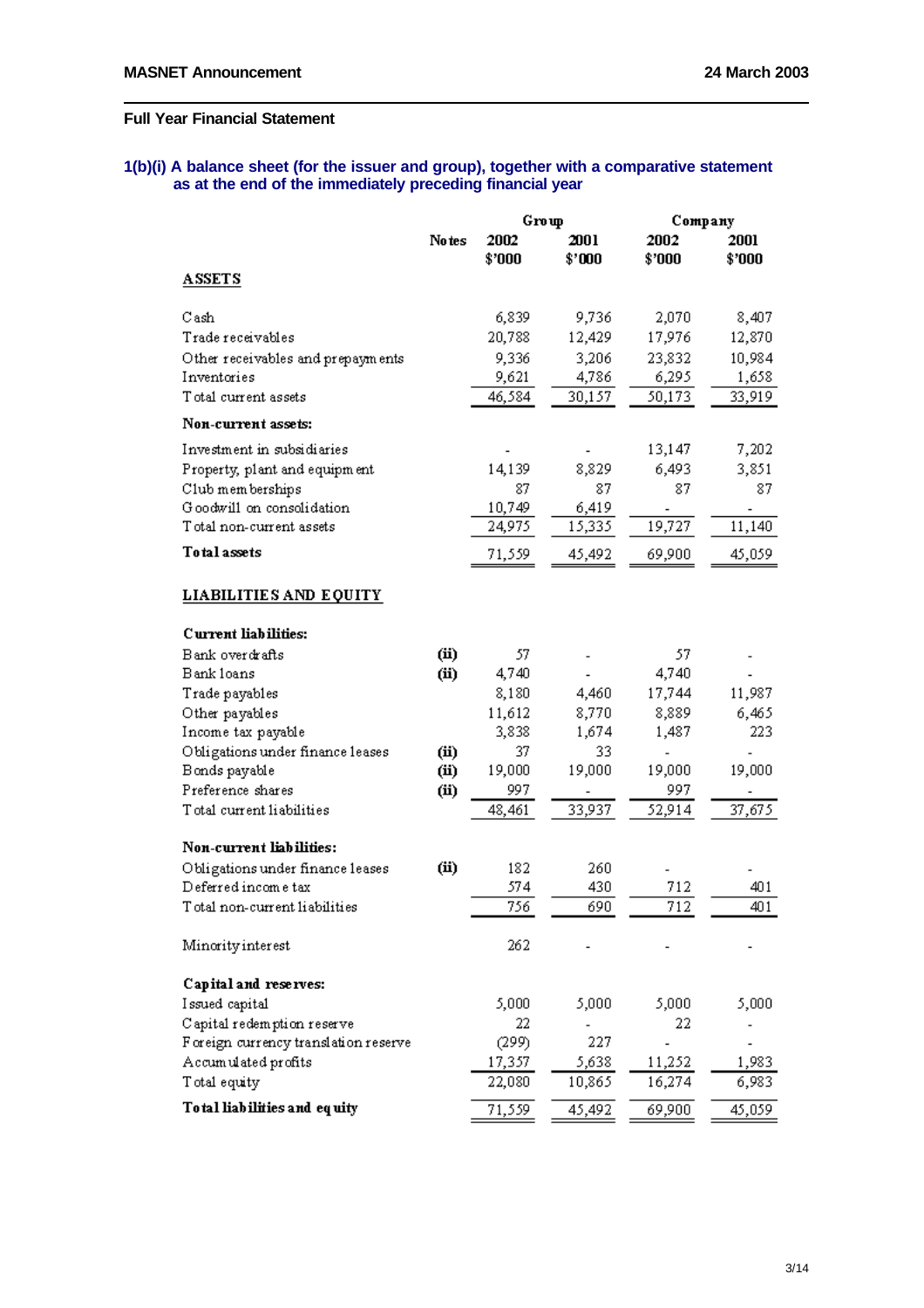**MASNET Announcement** | **24 March 2003**

**Full Year Financial Statement**

### 1(b)(i) A balance sheet (for the issuer and group), together with a comparative statement as at the end of the immediately preceding financial year

| | Notes | Group | | Company | |
|---|---|---|---|---|---|
| | | 2002 $'000 | 2001 $'000 | 2002 $'000 | 2001 $'000 |
| **ASSETS** | | | | | |
| Cash | | 6,839 | 9,736 | 2,070 | 8,407 |
| Trade receivables | | 20,788 | 12,429 | 17,976 | 12,870 |
| Other receivables and prepayments | | 9,336 | 3,206 | 23,832 | 10,984 |
| Inventories | | 9,621 | 4,786 | 6,295 | 1,658 |
| Total current assets | | 46,584 | 30,157 | 50,173 | 33,919 |
| **Non-current assets:** | | | | | |
| Investment in subsidiaries | | - | - | 13,147 | 7,202 |
| Property, plant and equipment | | 14,139 | 8,829 | 6,493 | 3,851 |
| Club memberships | | 87 | 87 | 87 | 87 |
| Goodwill on consolidation | | 10,749 | 6,419 | - | - |
| Total non-current assets | | 24,975 | 15,335 | 19,727 | 11,140 |
| **Total assets** | | 71,559 | 45,492 | 69,900 | 45,059 |
| **LIABILITIES AND EQUITY** | | | | | |
| **Current liabilities:** | | | | | |
| Bank overdrafts | (ii) | 57 | - | 57 | - |
| Bank loans | (ii) | 4,740 | - | 4,740 | - |
| Trade payables | | 8,180 | 4,460 | 17,744 | 11,987 |
| Other payables | | 11,612 | 8,770 | 8,889 | 6,465 |
| Income tax payable | | 3,838 | 1,674 | 1,487 | 223 |
| Obligations under finance leases | (ii) | 37 | 33 | - | - |
| Bonds payable | (ii) | 19,000 | 19,000 | 19,000 | 19,000 |
| Preference shares | (ii) | 997 | - | 997 | - |
| Total current liabilities | | 48,461 | 33,937 | 52,914 | 37,675 |
| **Non-current liabilities:** | | | | | |
| Obligations under finance leases | (ii) | 182 | 260 | - | - |
| Deferred income tax | | 574 | 430 | 712 | 401 |
| Total non-current liabilities | | 756 | 690 | 712 | 401 |
| Minority interest | | 262 | - | - | - |
| **Capital and reserves:** | | | | | |
| Issued capital | | 5,000 | 5,000 | 5,000 | 5,000 |
| Capital redemption reserve | | 22 | - | 22 | - |
| Foreign currency translation reserve | | (299) | 227 | - | - |
| Accumulated profits | | 17,357 | 5,638 | 11,252 | 1,983 |
| Total equity | | 22,080 | 10,865 | 16,274 | 6,983 |
| **Total liabilities and equity** | | 71,559 | 45,492 | 69,900 | 45,059 |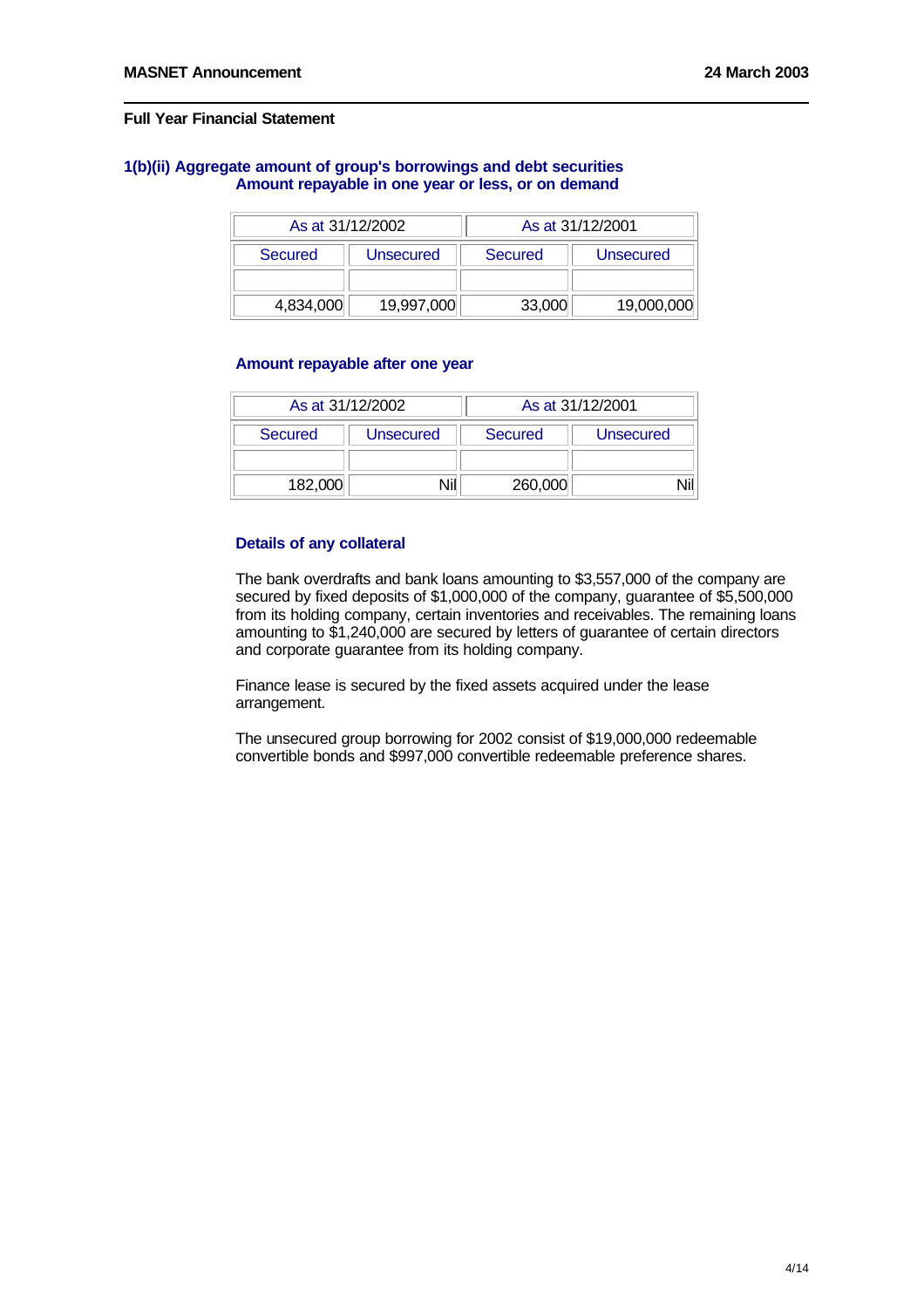**Full Year Financial Statement**

### 1(b)(ii) Aggregate amount of group's borrowings and debt securities

**Amount repayable in one year or less, or on demand**

| As at 31/12/2002 | | As at 31/12/2001 | |
|---|---|---|---|
| Secured | Unsecured | Secured | Unsecured |
| | | | |
| 4,834,000 | 19,997,000 | 33,000 | 19,000,000 |

**Amount repayable after one year**

| As at 31/12/2002 | | As at 31/12/2001 | |
|---|---|---|---|
| Secured | Unsecured | Secured | Unsecured |
| | | | |
| 182,000 | Nil | 260,000 | Nil |

**Details of any collateral**

The bank overdrafts and bank loans amounting to $3,557,000 of the company are secured by fixed deposits of $1,000,000 of the company, guarantee of $5,500,000 from its holding company, certain inventories and receivables. The remaining loans amounting to $1,240,000 are secured by letters of guarantee of certain directors and corporate guarantee from its holding company.

Finance lease is secured by the fixed assets acquired under the lease arrangement.

The unsecured group borrowing for 2002 consist of $19,000,000 redeemable convertible bonds and $997,000 convertible redeemable preference shares.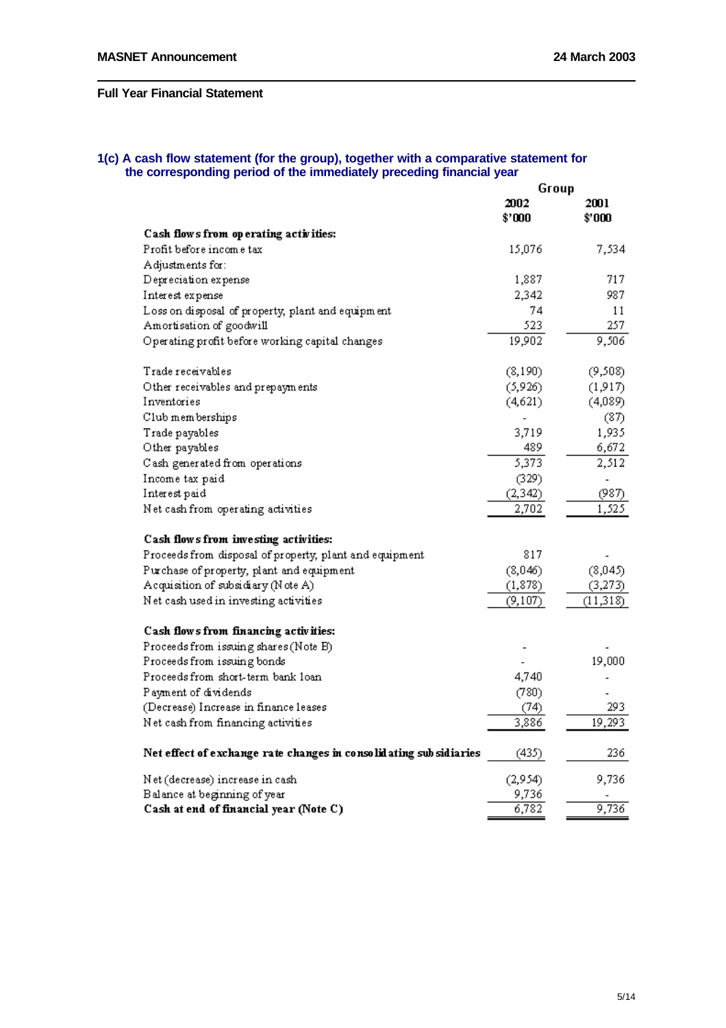MASNET Announcement 24 March 2003

**Full Year Financial Statement**

### 1(c) A cash flow statement (for the group), together with a comparative statement for the corresponding period of the immediately preceding financial year

| | Group | |
|---|---|---|
| | 2002 $'000 | 2001 $'000 |
| **Cash flows from operating activities:** | | |
| Profit before income tax | 15,076 | 7,534 |
| Adjustments for: | | |
| Depreciation expense | 1,887 | 717 |
| Interest expense | 2,342 | 987 |
| Loss on disposal of property, plant and equipment | 74 | 11 |
| Amortisation of goodwill | 523 | 257 |
| Operating profit before working capital changes | 19,902 | 9,506 |
| | | |
| Trade receivables | (8,190) | (9,508) |
| Other receivables and prepayments | (5,926) | (1,917) |
| Inventories | (4,621) | (4,089) |
| Club memberships | - | (87) |
| Trade payables | 3,719 | 1,935 |
| Other payables | 489 | 6,672 |
| Cash generated from operations | 5,373 | 2,512 |
| Income tax paid | (329) | - |
| Interest paid | (2,342) | (987) |
| Net cash from operating activities | 2,702 | 1,525 |
| | | |
| **Cash flows from investing activities:** | | |
| Proceeds from disposal of property, plant and equipment | 817 | - |
| Purchase of property, plant and equipment | (8,046) | (8,045) |
| Acquisition of subsidiary (Note A) | (1,878) | (3,273) |
| Net cash used in investing activities | (9,107) | (11,318) |
| | | |
| **Cash flows from financing activities:** | | |
| Proceeds from issuing shares (Note B) | - | - |
| Proceeds from issuing bonds | - | 19,000 |
| Proceeds from short-term bank loan | 4,740 | - |
| Payment of dividends | (780) | - |
| (Decrease) Increase in finance leases | (74) | 293 |
| Net cash from financing activities | 3,886 | 19,293 |
| | | |
| **Net effect of exchange rate changes in consolidating subsidiaries** | (435) | 236 |
| | | |
| Net (decrease) increase in cash | (2,954) | 9,736 |
| Balance at beginning of year | 9,736 | - |
| **Cash at end of financial year (Note C)** | 6,782 | 9,736 |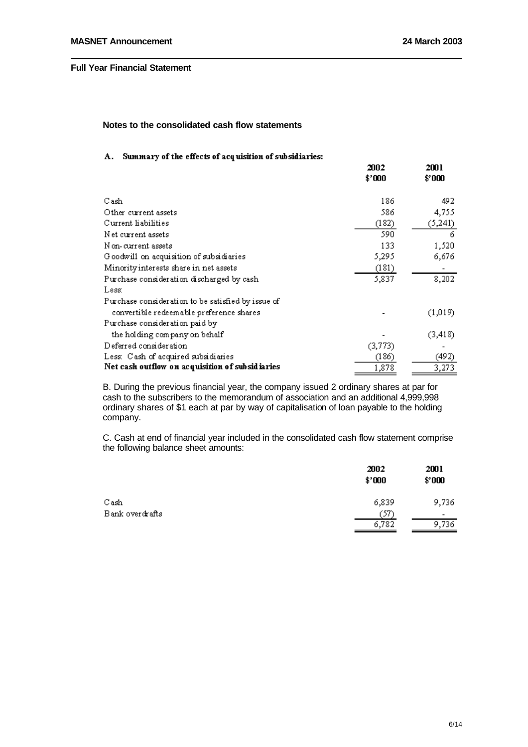**Full Year Financial Statement**

**Notes to the consolidated cash flow statements**

**A. Summary of the effects of acquisition of subsidiaries:**

| | 2002 $'000 | 2001 $'000 |
|---|---|---|
| Cash | 186 | 492 |
| Other current assets | 586 | 4,755 |
| Current liabilities | (182) | (5,241) |
| Net current assets | 590 | 6 |
| Non-current assets | 133 | 1,520 |
| Goodwill on acquisition of subsidiaries | 5,295 | 6,676 |
| Minority interests share in net assets | (181) | - |
| Purchase consideration discharged by cash | 5,837 | 8,202 |
| Less: | | |
| Purchase consideration to be satisfied by issue of convertible redeemable preference shares | - | (1,019) |
| Purchase consideration paid by the holding company on behalf | - | (3,418) |
| Deferred consideration | (3,773) | - |
| Less: Cash of acquired subsidiaries | (186) | (492) |
| **Net cash outflow on acquisition of subsidiaries** | 1,878 | 3,273 |

B. During the previous financial year, the company issued 2 ordinary shares at par for cash to the subscribers to the memorandum of association and an additional 4,999,998 ordinary shares of $1 each at par by way of capitalisation of loan payable to the holding company.

C. Cash at end of financial year included in the consolidated cash flow statement comprise the following balance sheet amounts:

| | 2002 $'000 | 2001 $'000 |
|---|---|---|
| Cash | 6,839 | 9,736 |
| Bank overdrafts | (57) | - |
| | 6,782 | 9,736 |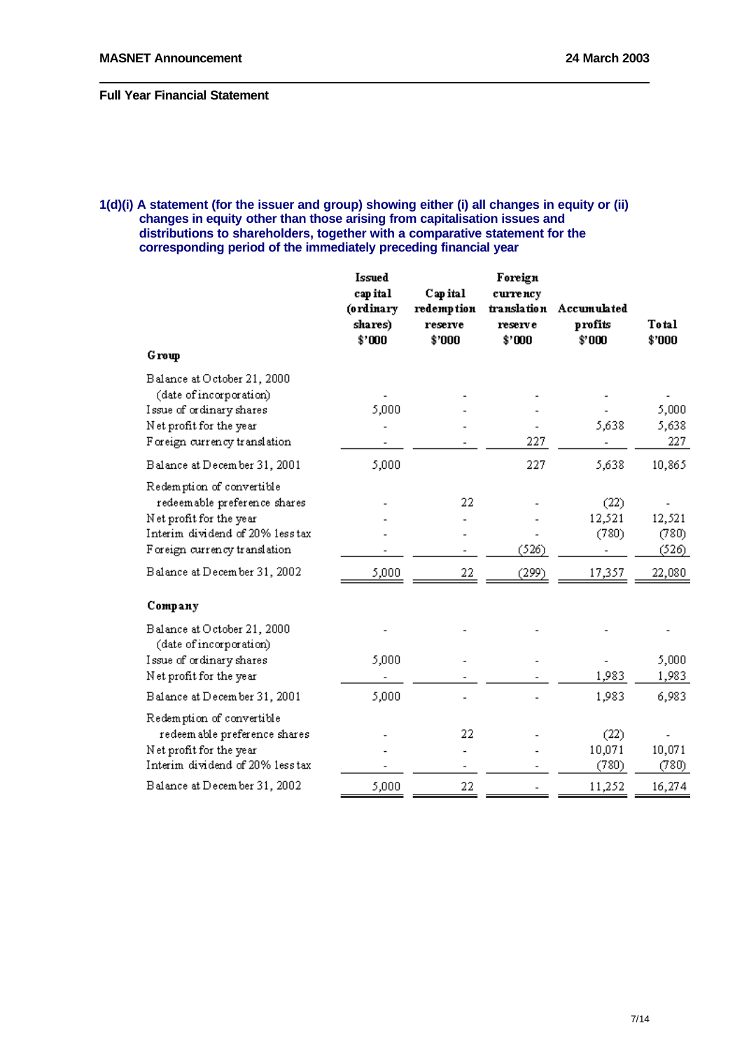MASNET Announcement

24 March 2003

**Full Year Financial Statement**

**1(d)(i) A statement (for the issuer and group) showing either (i) all changes in equity or (ii) changes in equity other than those arising from capitalisation issues and distributions to shareholders, together with a comparative statement for the corresponding period of the immediately preceding financial year**

| | Issued capital (ordinary shares) $'000 | Capital redemption reserve $'000 | Foreign currency translation reserve $'000 | Accumulated profits $'000 | Total $'000 |
|---|---|---|---|---|---|
| **Group** | | | | | |
| Balance at October 21, 2000 (date of incorporation) | - | - | - | - | - |
| Issue of ordinary shares | 5,000 | - | - | - | 5,000 |
| Net profit for the year | - | - | - | 5,638 | 5,638 |
| Foreign currency translation | - | - | 227 | - | 227 |
| Balance at December 31, 2001 | 5,000 | | 227 | 5,638 | 10,865 |
| Redemption of convertible redeemable preference shares | - | 22 | - | (22) | - |
| Net profit for the year | - | - | - | 12,521 | 12,521 |
| Interim dividend of 20% less tax | - | - | - | (780) | (780) |
| Foreign currency translation | - | - | (526) | - | (526) |
| Balance at December 31, 2002 | 5,000 | 22 | (299) | 17,357 | 22,080 |
| **Company** | | | | | |
| Balance at October 21, 2000 (date of incorporation) | - | - | - | - | - |
| Issue of ordinary shares | 5,000 | - | - | - | 5,000 |
| Net profit for the year | - | - | - | 1,983 | 1,983 |
| Balance at December 31, 2001 | 5,000 | - | - | 1,983 | 6,983 |
| Redemption of convertible redeemable preference shares | - | 22 | - | (22) | - |
| Net profit for the year | - | - | - | 10,071 | 10,071 |
| Interim dividend of 20% less tax | - | - | - | (780) | (780) |
| Balance at December 31, 2002 | 5,000 | 22 | - | 11,252 | 16,274 |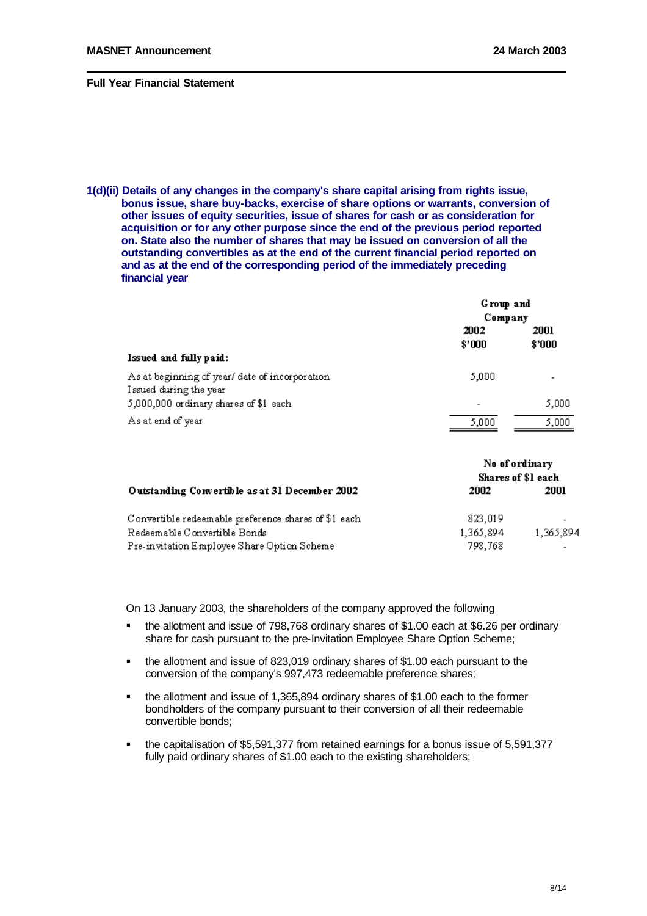**1(d)(ii) Details of any changes in the company's share capital arising from rights issue, bonus issue, share buy-backs, exercise of share options or warrants, conversion of other issues of equity securities, issue of shares for cash or as consideration for acquisition or for any other purpose since the end of the previous period reported on. State also the number of shares that may be issued on conversion of all the outstanding convertibles as at the end of the current financial period reported on and as at the end of the corresponding period of the immediately preceding financial year**

| | Group and Company | |
|---|---|---|
| | 2002 | 2001 |
| | $'000 | $'000 |
| **Issued and fully paid:** | | |
| As at beginning of year/ date of incorporation | 5,000 | - |
| Issued during the year | | |
| 5,000,000 ordinary shares of $1 each | - | 5,000 |
| As at end of year | 5,000 | 5,000 |

| | No of ordinary Shares of $1 each | |
|---|---|---|
| **Outstanding Convertible as at 31 December 2002** | 2002 | 2001 |
| Convertible redeemable preference shares of $1 each | 823,019 | - |
| Redeemable Convertible Bonds | 1,365,894 | 1,365,894 |
| Pre-invitation Employee Share Option Scheme | 798,768 | - |

On 13 January 2003, the shareholders of the company approved the following

- the allotment and issue of 798,768 ordinary shares of $1.00 each at $6.26 per ordinary share for cash pursuant to the pre-Invitation Employee Share Option Scheme;
- the allotment and issue of 823,019 ordinary shares of $1.00 each pursuant to the conversion of the company's 997,473 redeemable preference shares;
- the allotment and issue of 1,365,894 ordinary shares of $1.00 each to the former bondholders of the company pursuant to their conversion of all their redeemable convertible bonds;
- the capitalisation of $5,591,377 from retained earnings for a bonus issue of 5,591,377 fully paid ordinary shares of $1.00 each to the existing shareholders;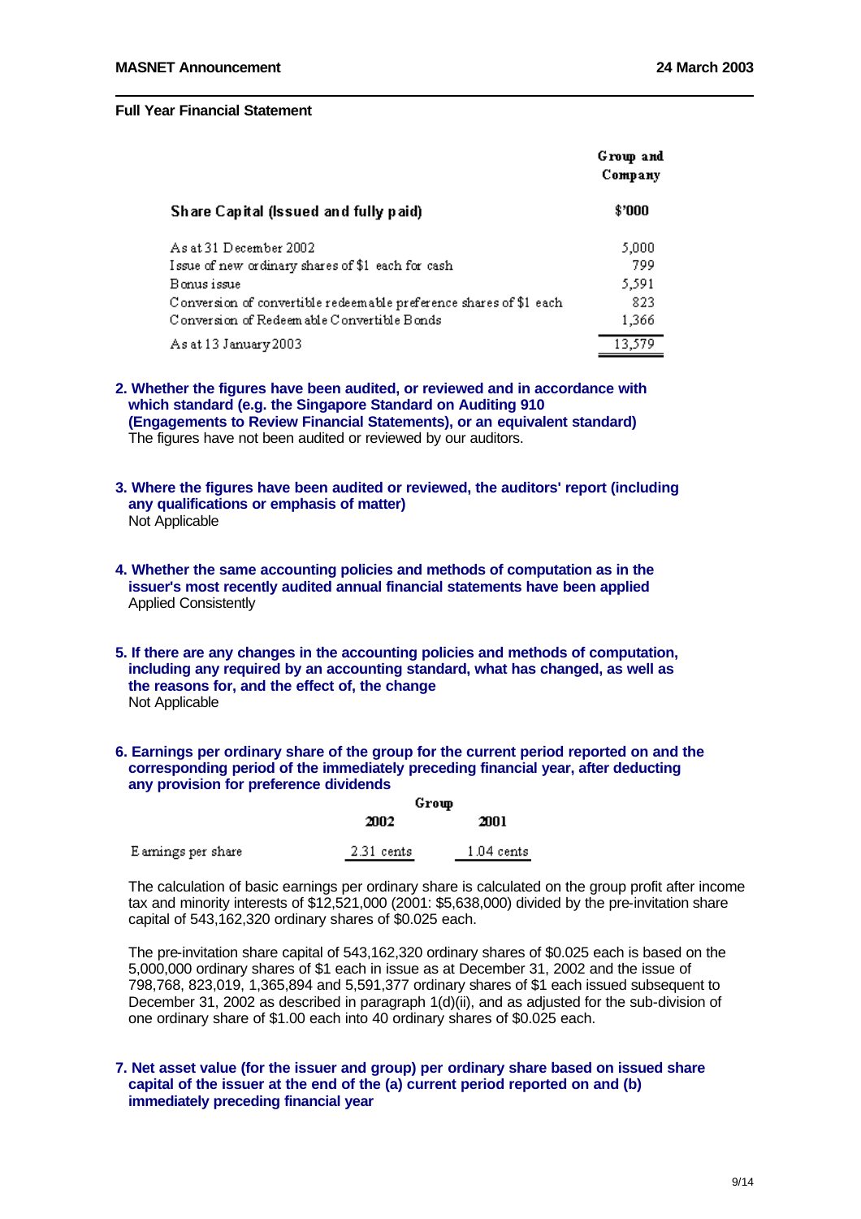**Full Year Financial Statement**

| Share Capital (Issued and fully paid) | Group and Company |
|---|---|
| | $'000 |
| As at 31 December 2002 | 5,000 |
| Issue of new ordinary shares of $1 each for cash | 799 |
| Bonus issue | 5,591 |
| Conversion of convertible redeemable preference shares of $1 each | 823 |
| Conversion of Redeemable Convertible Bonds | 1,366 |
| As at 13 January 2003 | 13,579 |

**2. Whether the figures have been audited, or reviewed and in accordance with which standard (e.g. the Singapore Standard on Auditing 910 (Engagements to Review Financial Statements), or an equivalent standard)**

The figures have not been audited or reviewed by our auditors.

**3. Where the figures have been audited or reviewed, the auditors' report (including any qualifications or emphasis of matter)**

Not Applicable

**4. Whether the same accounting policies and methods of computation as in the issuer's most recently audited annual financial statements have been applied**

Applied Consistently

**5. If there are any changes in the accounting policies and methods of computation, including any required by an accounting standard, what has changed, as well as the reasons for, and the effect of, the change**

Not Applicable

**6. Earnings per ordinary share of the group for the current period reported on and the corresponding period of the immediately preceding financial year, after deducting any provision for preference dividends**

| | Group | |
|---|---|---|
| | 2002 | 2001 |
| Earnings per share | 2.31 cents | 1.04 cents |

The calculation of basic earnings per ordinary share is calculated on the group profit after income tax and minority interests of $12,521,000 (2001: $5,638,000) divided by the pre-invitation share capital of 543,162,320 ordinary shares of $0.025 each.

The pre-invitation share capital of 543,162,320 ordinary shares of $0.025 each is based on the 5,000,000 ordinary shares of $1 each in issue as at December 31, 2002 and the issue of 798,768, 823,019, 1,365,894 and 5,591,377 ordinary shares of $1 each issued subsequent to December 31, 2002 as described in paragraph 1(d)(ii), and as adjusted for the sub-division of one ordinary share of $1.00 each into 40 ordinary shares of $0.025 each.

**7. Net asset value (for the issuer and group) per ordinary share based on issued share capital of the issuer at the end of the (a) current period reported on and (b) immediately preceding financial year**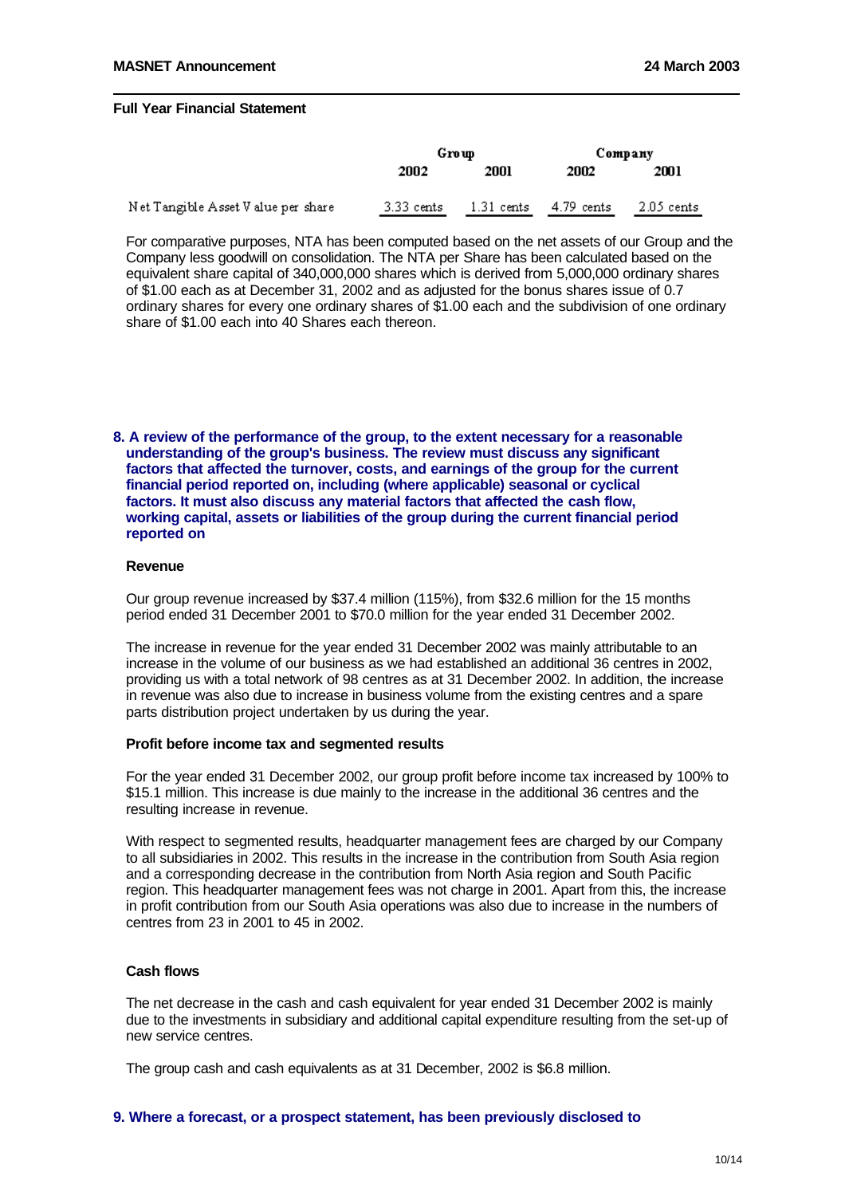**Full Year Financial Statement**

| | Group | | Company | |
|---|---|---|---|---|
| | 2002 | 2001 | 2002 | 2001 |
| Net Tangible Asset Value per share | 3.33 cents | 1.31 cents | 4.79 cents | 2.05 cents |

For comparative purposes, NTA has been computed based on the net assets of our Group and the Company less goodwill on consolidation. The NTA per Share has been calculated based on the equivalent share capital of 340,000,000 shares which is derived from 5,000,000 ordinary shares of $1.00 each as at December 31, 2002 and as adjusted for the bonus shares issue of 0.7 ordinary shares for every one ordinary shares of $1.00 each and the subdivision of one ordinary share of $1.00 each into 40 Shares each thereon.

**8. A review of the performance of the group, to the extent necessary for a reasonable understanding of the group's business. The review must discuss any significant factors that affected the turnover, costs, and earnings of the group for the current financial period reported on, including (where applicable) seasonal or cyclical factors. It must also discuss any material factors that affected the cash flow, working capital, assets or liabilities of the group during the current financial period reported on**

**Revenue**

Our group revenue increased by $37.4 million (115%), from $32.6 million for the 15 months period ended 31 December 2001 to $70.0 million for the year ended 31 December 2002.

The increase in revenue for the year ended 31 December 2002 was mainly attributable to an increase in the volume of our business as we had established an additional 36 centres in 2002, providing us with a total network of 98 centres as at 31 December 2002. In addition, the increase in revenue was also due to increase in business volume from the existing centres and a spare parts distribution project undertaken by us during the year.

**Profit before income tax and segmented results**

For the year ended 31 December 2002, our group profit before income tax increased by 100% to $15.1 million. This increase is due mainly to the increase in the additional 36 centres and the resulting increase in revenue.

With respect to segmented results, headquarter management fees are charged by our Company to all subsidiaries in 2002. This results in the increase in the contribution from South Asia region and a corresponding decrease in the contribution from North Asia region and South Pacific region. This headquarter management fees was not charge in 2001. Apart from this, the increase in profit contribution from our South Asia operations was also due to increase in the numbers of centres from 23 in 2001 to 45 in 2002.

**Cash flows**

The net decrease in the cash and cash equivalent for year ended 31 December 2002 is mainly due to the investments in subsidiary and additional capital expenditure resulting from the set-up of new service centres.

The group cash and cash equivalents as at 31 December, 2002 is $6.8 million.

**9. Where a forecast, or a prospect statement, has been previously disclosed to**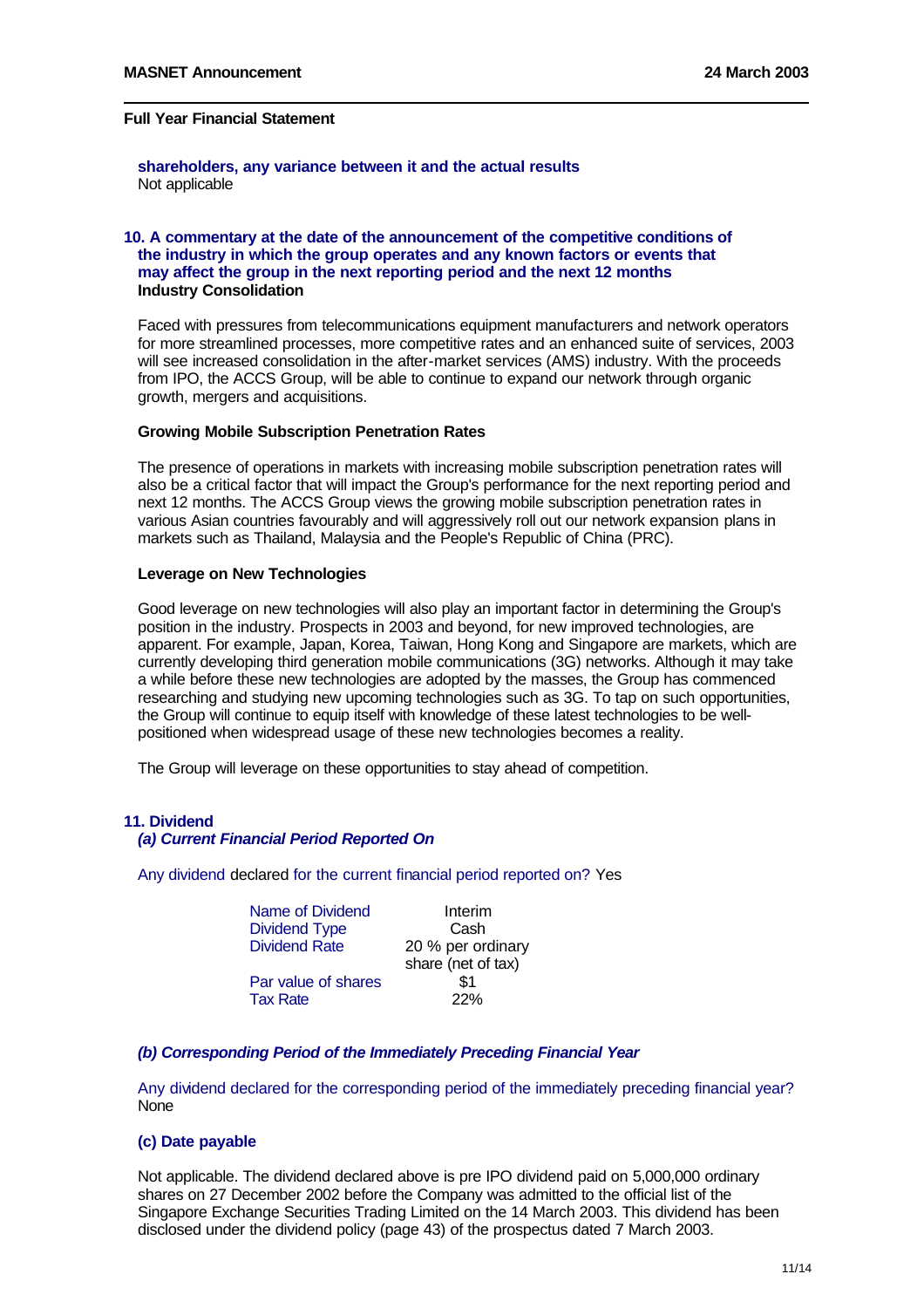**shareholders, any variance between it and the actual results**
Not applicable

**10. A commentary at the date of the announcement of the competitive conditions of the industry in which the group operates and any known factors or events that may affect the group in the next reporting period and the next 12 months**

**Industry Consolidation**

Faced with pressures from telecommunications equipment manufacturers and network operators for more streamlined processes, more competitive rates and an enhanced suite of services, 2003 will see increased consolidation in the after-market services (AMS) industry. With the proceeds from IPO, the ACCS Group, will be able to continue to expand our network through organic growth, mergers and acquisitions.

**Growing Mobile Subscription Penetration Rates**

The presence of operations in markets with increasing mobile subscription penetration rates will also be a critical factor that will impact the Group's performance for the next reporting period and next 12 months. The ACCS Group views the growing mobile subscription penetration rates in various Asian countries favourably and will aggressively roll out our network expansion plans in markets such as Thailand, Malaysia and the People's Republic of China (PRC).

**Leverage on New Technologies**

Good leverage on new technologies will also play an important factor in determining the Group's position in the industry. Prospects in 2003 and beyond, for new improved technologies, are apparent. For example, Japan, Korea, Taiwan, Hong Kong and Singapore are markets, which are currently developing third generation mobile communications (3G) networks. Although it may take a while before these new technologies are adopted by the masses, the Group has commenced researching and studying new upcoming technologies such as 3G. To tap on such opportunities, the Group will continue to equip itself with knowledge of these latest technologies to be well-positioned when widespread usage of these new technologies becomes a reality.

The Group will leverage on these opportunities to stay ahead of competition.

**11. Dividend**

***(a) Current Financial Period Reported On***

Any dividend declared for the current financial period reported on? Yes

| | |
|---|---|
| Name of Dividend | Interim |
| Dividend Type | Cash |
| Dividend Rate | 20 % per ordinary share (net of tax) |
| Par value of shares | $1 |
| Tax Rate | 22% |

***(b) Corresponding Period of the Immediately Preceding Financial Year***

Any dividend declared for the corresponding period of the immediately preceding financial year?
None

**(c) Date payable**

Not applicable. The dividend declared above is pre IPO dividend paid on 5,000,000 ordinary shares on 27 December 2002 before the Company was admitted to the official list of the Singapore Exchange Securities Trading Limited on the 14 March 2003. This dividend has been disclosed under the dividend policy (page 43) of the prospectus dated 7 March 2003.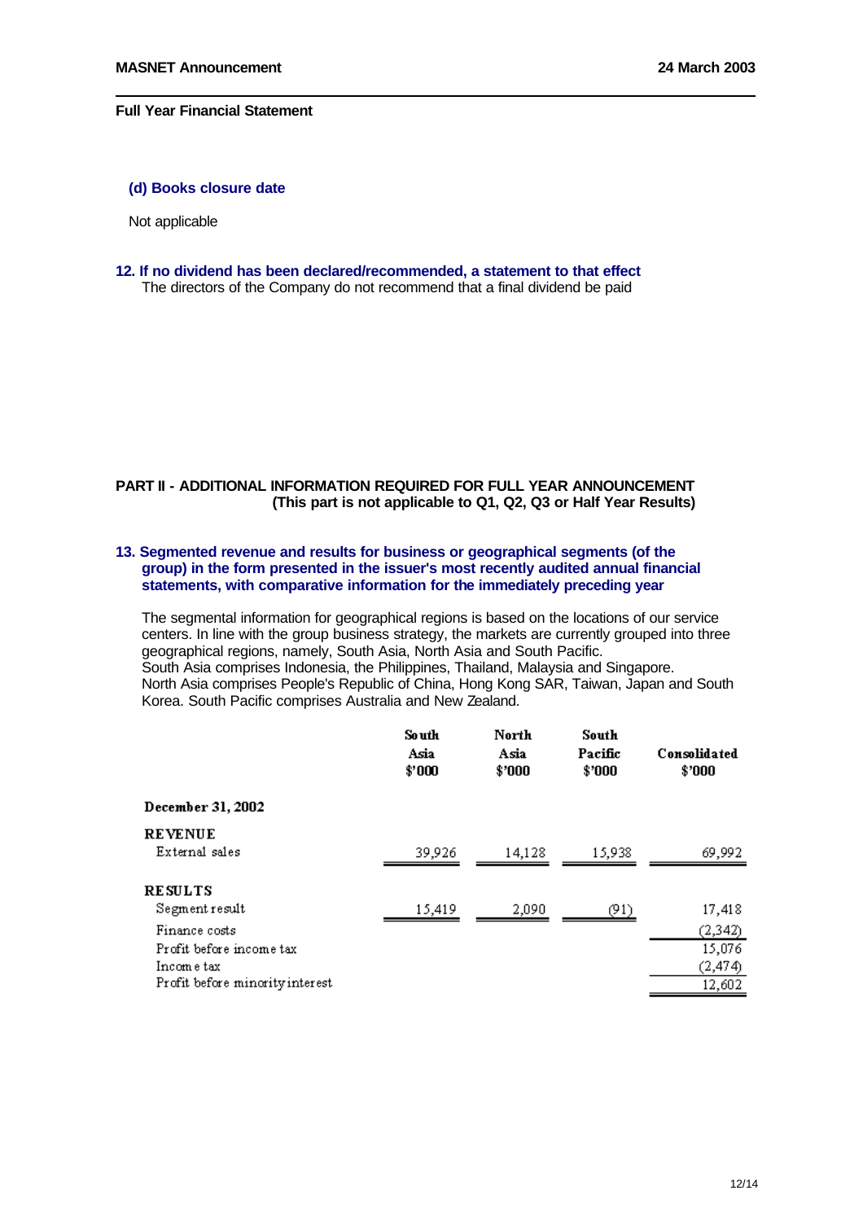**(d) Books closure date**

Not applicable

**12. If no dividend has been declared/recommended, a statement to that effect**

The directors of the Company do not recommend that a final dividend be paid

## PART II - ADDITIONAL INFORMATION REQUIRED FOR FULL YEAR ANNOUNCEMENT
**(This part is not applicable to Q1, Q2, Q3 or Half Year Results)**

**13. Segmented revenue and results for business or geographical segments (of the group) in the form presented in the issuer's most recently audited annual financial statements, with comparative information for the immediately preceding year**

The segmental information for geographical regions is based on the locations of our service centers. In line with the group business strategy, the markets are currently grouped into three geographical regions, namely, South Asia, North Asia and South Pacific.
South Asia comprises Indonesia, the Philippines, Thailand, Malaysia and Singapore.
North Asia comprises People's Republic of China, Hong Kong SAR, Taiwan, Japan and South Korea. South Pacific comprises Australia and New Zealand.

| | South Asia $'000 | North Asia $'000 | South Pacific $'000 | Consolidated $'000 |
|---|---|---|---|---|
| **December 31, 2002** | | | | |
| **REVENUE** | | | | |
| External sales | 39,926 | 14,128 | 15,938 | 69,992 |
| **RESULTS** | | | | |
| Segment result | 15,419 | 2,090 | (91) | 17,418 |
| Finance costs | | | | (2,342) |
| Profit before income tax | | | | 15,076 |
| Income tax | | | | (2,474) |
| Profit before minority interest | | | | 12,602 |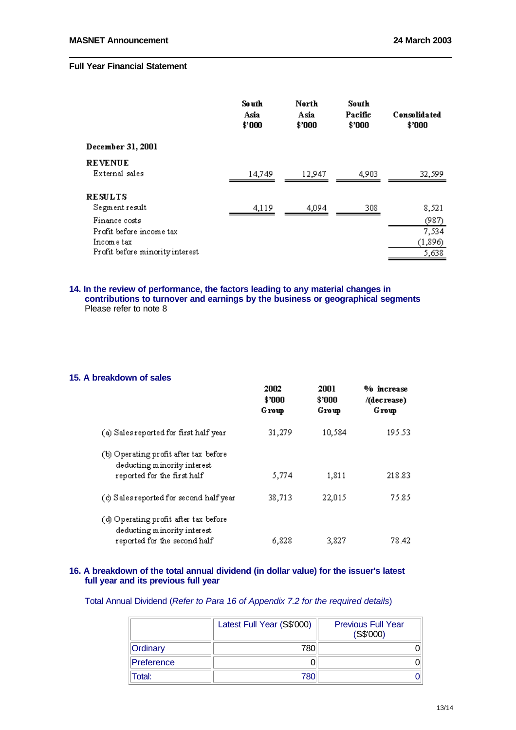**Full Year Financial Statement**

| | South Asia $'000 | North Asia $'000 | South Pacific $'000 | Consolidated $'000 |
|---|---|---|---|---|
| **December 31, 2001** | | | | |
| **REVENUE** | | | | |
| External sales | 14,749 | 12,947 | 4,903 | 32,599 |
| **RESULTS** | | | | |
| Segment result | 4,119 | 4,094 | 308 | 8,521 |
| Finance costs | | | | (987) |
| Profit before income tax | | | | 7,534 |
| Income tax | | | | (1,896) |
| Profit before minority interest | | | | 5,638 |

### 14. In the review of performance, the factors leading to any material changes in contributions to turnover and earnings by the business or geographical segments

Please refer to note 8

### 15. A breakdown of sales

| | 2002 $'000 Group | 2001 $'000 Group | % increase /(decrease) Group |
|---|---|---|---|
| (a) Sales reported for first half year | 31,279 | 10,584 | 195.53 |
| (b) Operating profit after tax before deducting minority interest reported for the first half | 5,774 | 1,811 | 218.83 |
| (c) Sales reported for second half year | 38,713 | 22,015 | 75.85 |
| (d) Operating profit after tax before deducting minority interest reported for the second half | 6,828 | 3,827 | 78.42 |

### 16. A breakdown of the total annual dividend (in dollar value) for the issuer's latest full year and its previous full year

Total Annual Dividend (*Refer to Para 16 of Appendix 7.2 for the required details*)

| | Latest Full Year (S$'000) | Previous Full Year (S$'000) |
|---|---|---|
| Ordinary | 780 | 0 |
| Preference | 0 | 0 |
| Total: | 780 | 0 |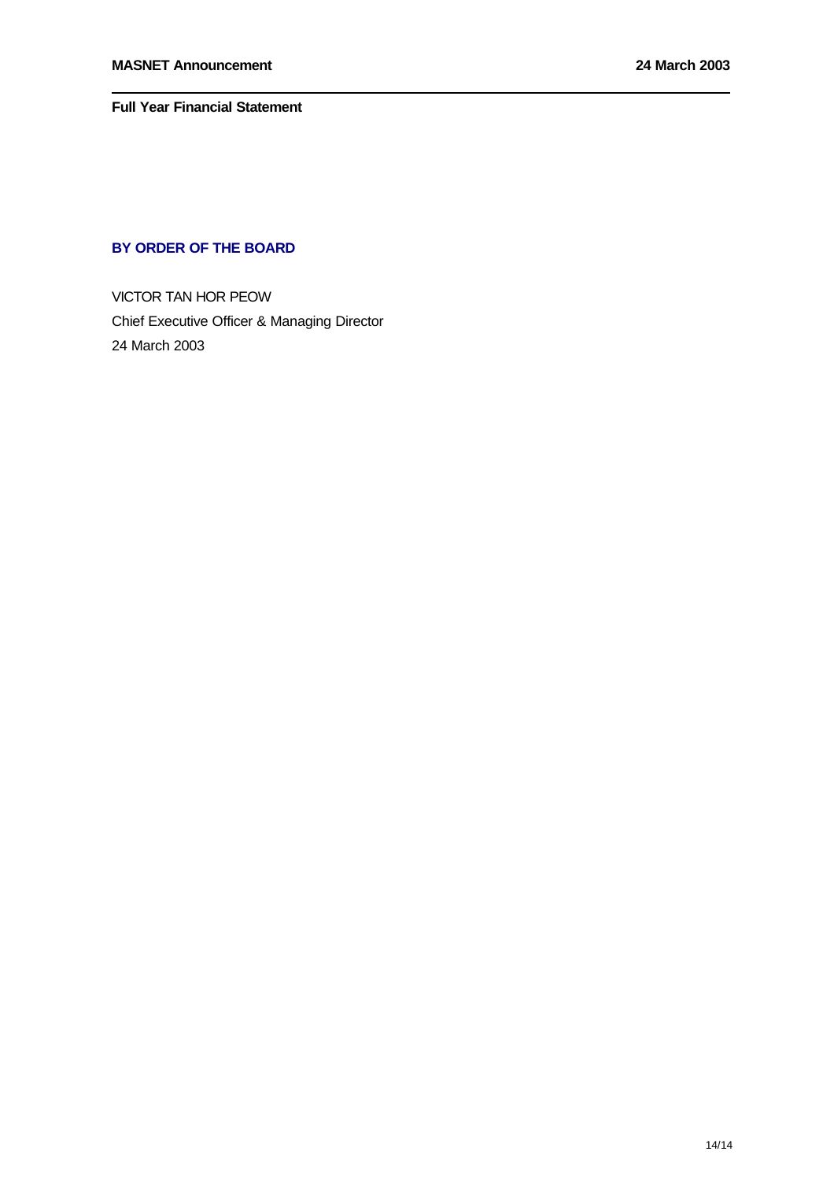**BY ORDER OF THE BOARD**

VICTOR TAN HOR PEOW
Chief Executive Officer & Managing Director
24 March 2003